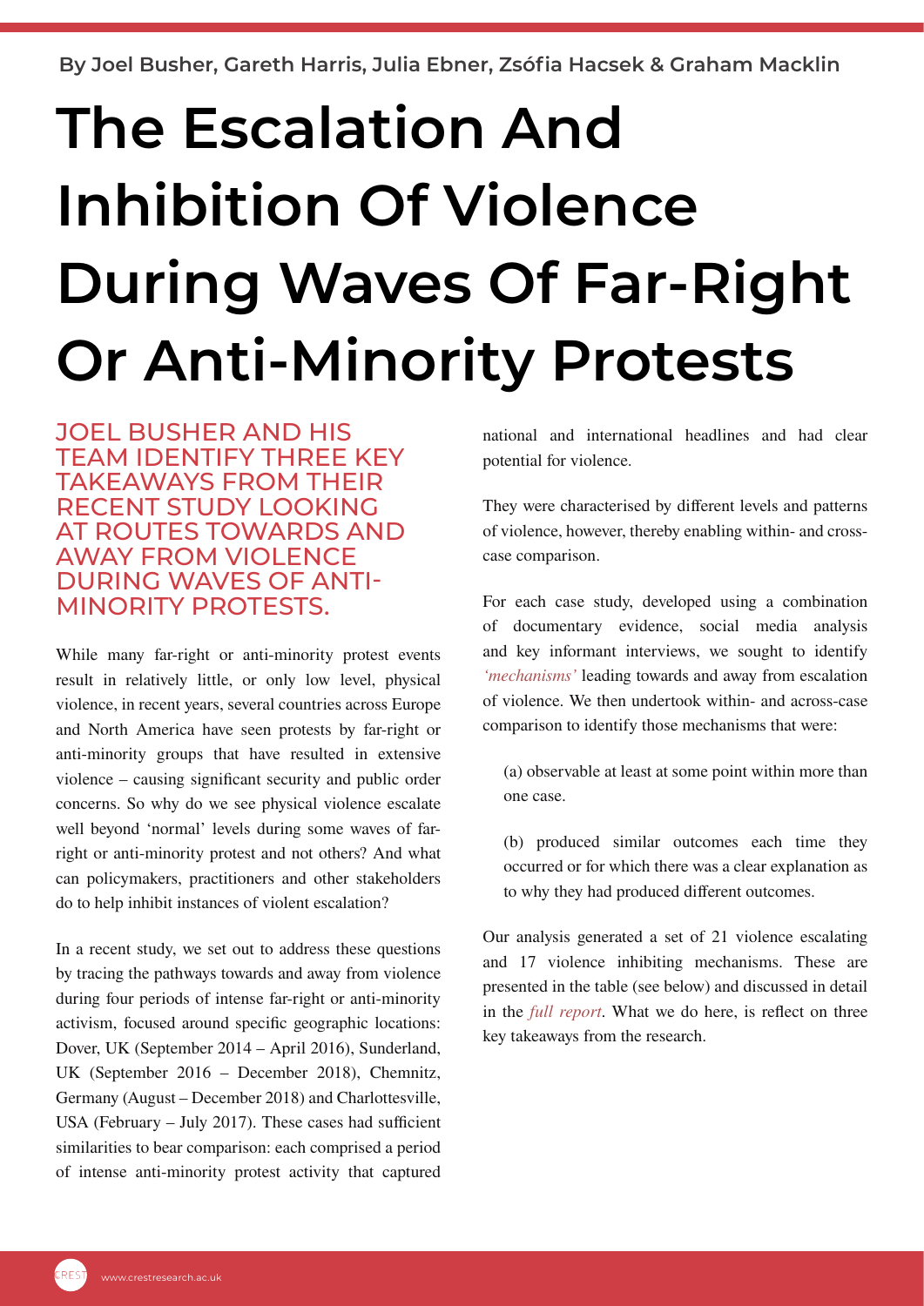By Joel Busher, Gareth Harris, Julia Ebner, Zsófia Hacsek & Graham Macklin

# The Escalation And Inhibition Of Violence During Waves Of Far-Right Or Anti-Minority Protests

## JOEL BUSHER AND HIS TEAM IDENTIFY THREE KEY TAKEAWAYS FROM THEIR RECENT STUDY LOOKING AT ROUTES TOWARDS AND AWAY FROM VIOLENCE DURING WAVES OF ANTI-MINORITY PROTESTS.

While many far-right or anti-minority protest events result in relatively little, or only low level, physical violence, in recent years, several countries across Europe and North America have seen protests by far-right or anti-minority groups that have resulted in extensive violence – causing significant security and public order concerns. So why do we see physical violence escalate well beyond 'normal' levels during some waves of far-right or anti-minority protest and not others? And what can policymakers, practitioners and other stakeholders do to help inhibit instances of violent escalation?

In a recent study, we set out to address these questions by tracing the pathways towards and away from violence during four periods of intense far-right or anti-minority activism, focused around specific geographic locations: Dover, UK (September 2014 – April 2016), Sunderland, UK (September 2016 – December 2018), Chemnitz, Germany (August – December 2018) and Charlottesville, USA (February – July 2017). These cases had sufficient similarities to bear comparison: each comprised a period of intense anti-minority protest activity that captured national and international headlines and had clear potential for violence.

They were characterised by different levels and patterns of violence, however, thereby enabling within- and cross-case comparison.

For each case study, developed using a combination of documentary evidence, social media analysis and key informant interviews, we sought to identify *'mechanisms'* leading towards and away from escalation of violence. We then undertook within- and across-case comparison to identify those mechanisms that were:

(a) observable at least at some point within more than one case.

(b) produced similar outcomes each time they occurred or for which there was a clear explanation as to why they had produced different outcomes.

Our analysis generated a set of 21 violence escalating and 17 violence inhibiting mechanisms. These are presented in the table (see below) and discussed in detail in the *full report*. What we do here, is reflect on three key takeaways from the research.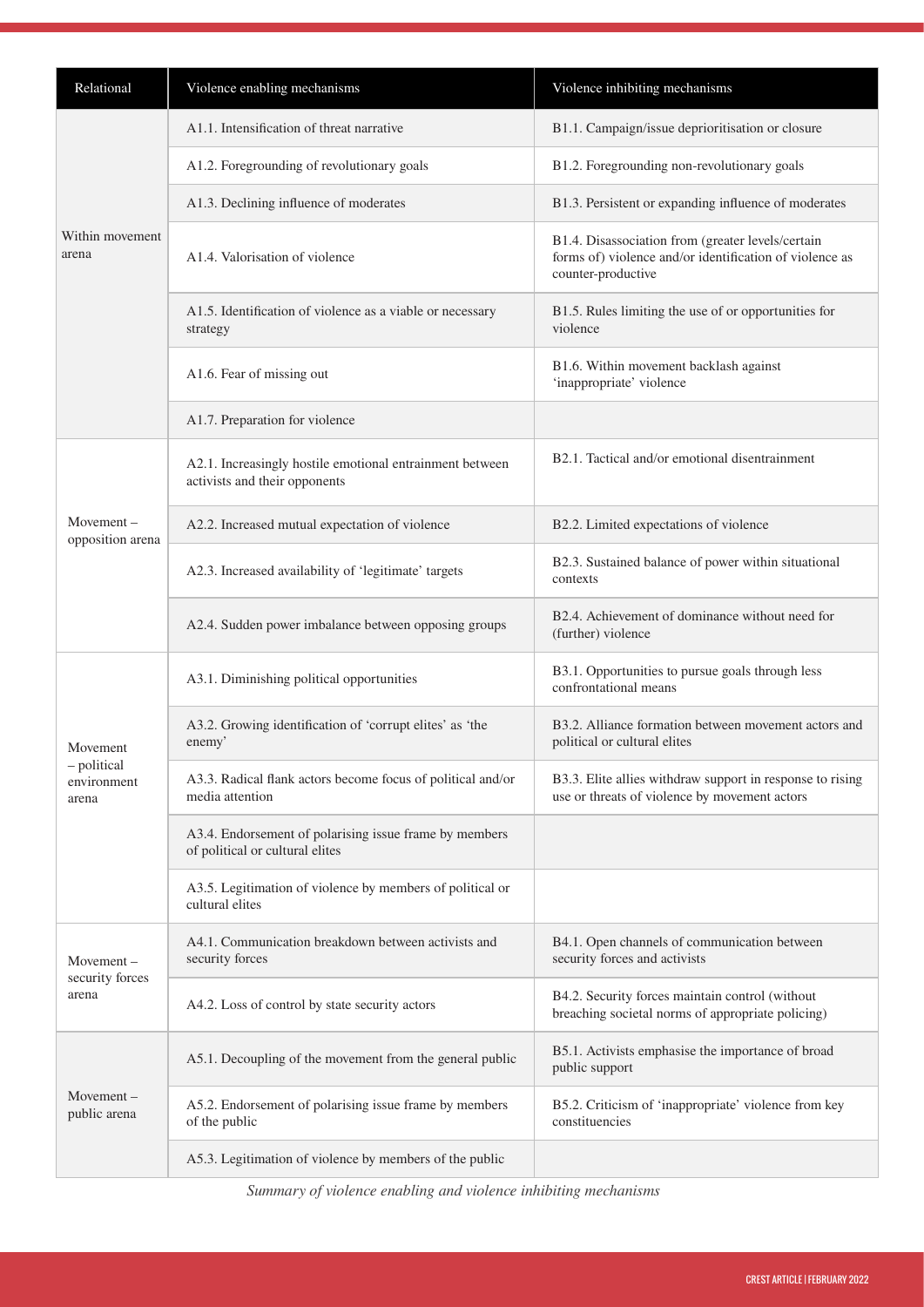| Relational | Violence enabling mechanisms | Violence inhibiting mechanisms |
|---|---|---|
| Within movement arena | A1.1. Intensification of threat narrative | B1.1. Campaign/issue deprioritisation or closure |
| | A1.2. Foregrounding of revolutionary goals | B1.2. Foregrounding non-revolutionary goals |
| | A1.3. Declining influence of moderates | B1.3. Persistent or expanding influence of moderates |
| | A1.4. Valorisation of violence | B1.4. Disassociation from (greater levels/certain forms of) violence and/or identification of violence as counter-productive |
| | A1.5. Identification of violence as a viable or necessary strategy | B1.5. Rules limiting the use of or opportunities for violence |
| | A1.6. Fear of missing out | B1.6. Within movement backlash against 'inappropriate' violence |
| | A1.7. Preparation for violence | |
| Movement – opposition arena | A2.1. Increasingly hostile emotional entrainment between activists and their opponents | B2.1. Tactical and/or emotional disentrainment |
| | A2.2. Increased mutual expectation of violence | B2.2. Limited expectations of violence |
| | A2.3. Increased availability of 'legitimate' targets | B2.3. Sustained balance of power within situational contexts |
| | A2.4. Sudden power imbalance between opposing groups | B2.4. Achievement of dominance without need for (further) violence |
| Movement – political environment arena | A3.1. Diminishing political opportunities | B3.1. Opportunities to pursue goals through less confrontational means |
| | A3.2. Growing identification of 'corrupt elites' as 'the enemy' | B3.2. Alliance formation between movement actors and political or cultural elites |
| | A3.3. Radical flank actors become focus of political and/or media attention | B3.3. Elite allies withdraw support in response to rising use or threats of violence by movement actors |
| | A3.4. Endorsement of polarising issue frame by members of political or cultural elites | |
| | A3.5. Legitimation of violence by members of political or cultural elites | |
| Movement – security forces arena | A4.1. Communication breakdown between activists and security forces | B4.1. Open channels of communication between security forces and activists |
| | A4.2. Loss of control by state security actors | B4.2. Security forces maintain control (without breaching societal norms of appropriate policing) |
| Movement – public arena | A5.1. Decoupling of the movement from the general public | B5.1. Activists emphasise the importance of broad public support |
| | A5.2. Endorsement of polarising issue frame by members of the public | B5.2. Criticism of 'inappropriate' violence from key constituencies |
| | A5.3. Legitimation of violence by members of the public | |

*Summary of violence enabling and violence inhibiting mechanisms*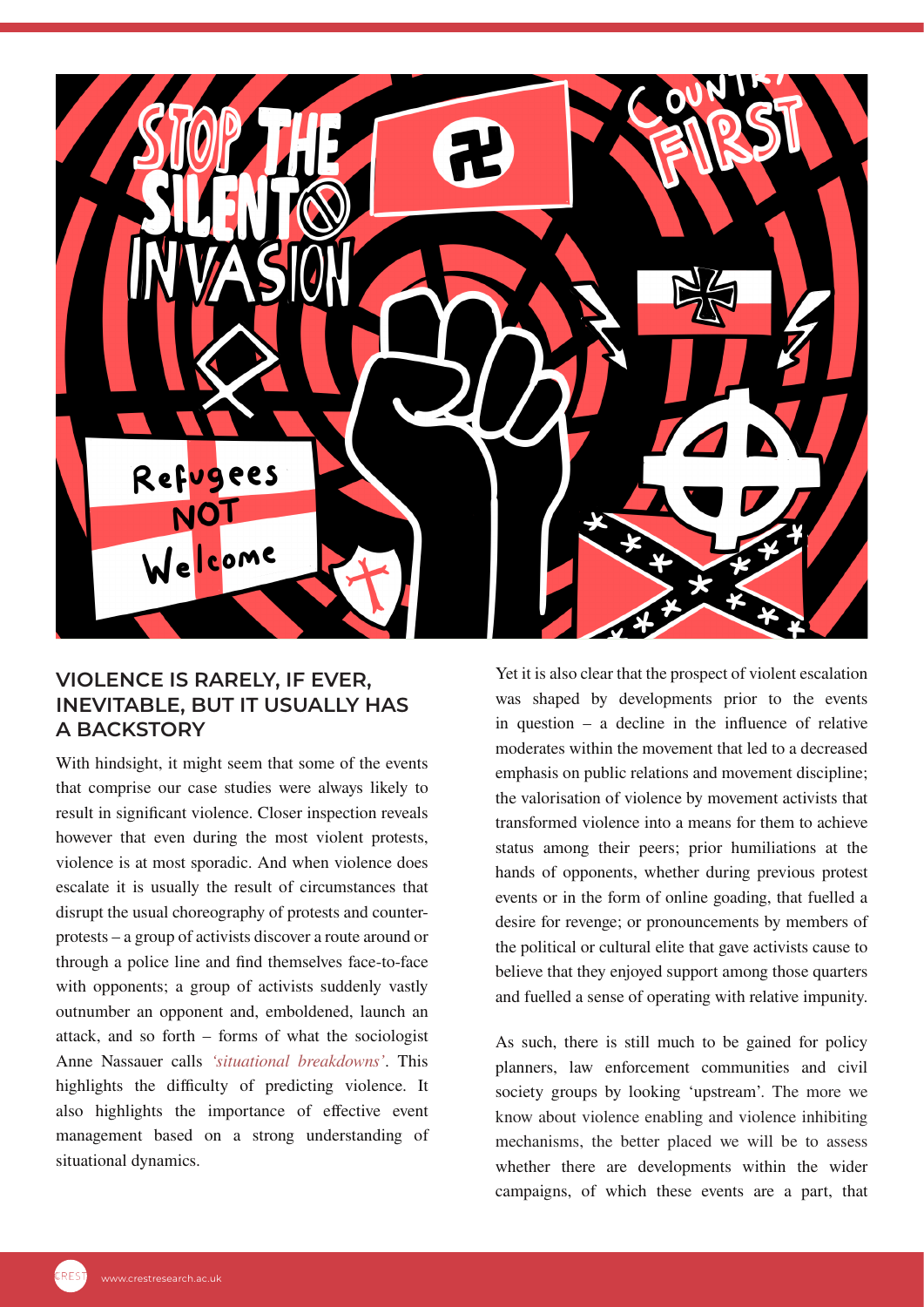## VIOLENCE IS RARELY, IF EVER, INEVITABLE, BUT IT USUALLY HAS A BACKSTORY

With hindsight, it might seem that some of the events that comprise our case studies were always likely to result in significant violence. Closer inspection reveals however that even during the most violent protests, violence is at most sporadic. And when violence does escalate it is usually the result of circumstances that disrupt the usual choreography of protests and counter-protests – a group of activists discover a route around or through a police line and find themselves face-to-face with opponents; a group of activists suddenly vastly outnumber an opponent and, emboldened, launch an attack, and so forth – forms of what the sociologist Anne Nassauer calls *'situational breakdowns'*. This highlights the difficulty of predicting violence. It also highlights the importance of effective event management based on a strong understanding of situational dynamics.

Yet it is also clear that the prospect of violent escalation was shaped by developments prior to the events in question – a decline in the influence of relative moderates within the movement that led to a decreased emphasis on public relations and movement discipline; the valorisation of violence by movement activists that transformed violence into a means for them to achieve status among their peers; prior humiliations at the hands of opponents, whether during previous protest events or in the form of online goading, that fuelled a desire for revenge; or pronouncements by members of the political or cultural elite that gave activists cause to believe that they enjoyed support among those quarters and fuelled a sense of operating with relative impunity.

As such, there is still much to be gained for policy planners, law enforcement communities and civil society groups by looking 'upstream'. The more we know about violence enabling and violence inhibiting mechanisms, the better placed we will be to assess whether there are developments within the wider campaigns, of which these events are a part, that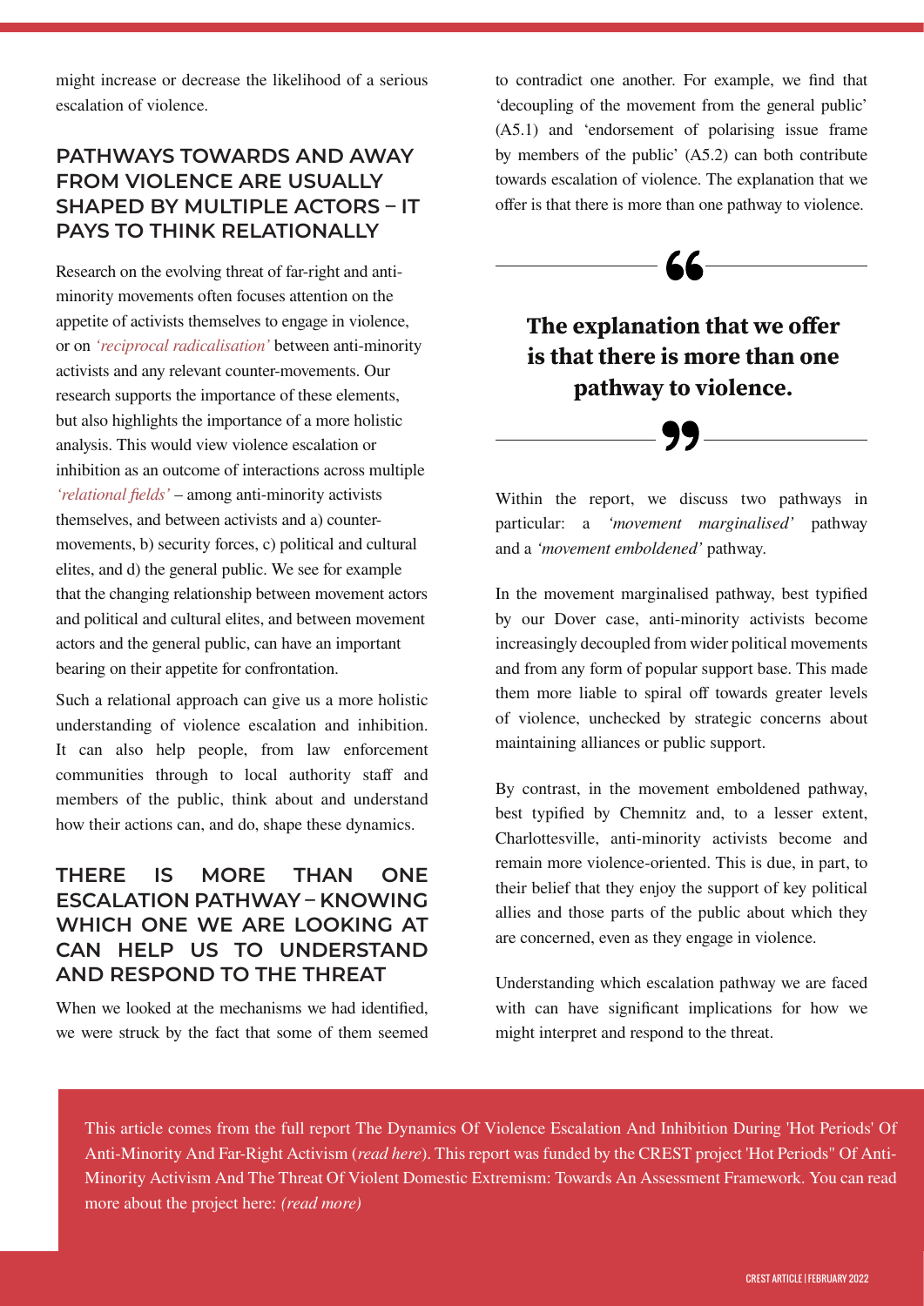might increase or decrease the likelihood of a serious escalation of violence.

## PATHWAYS TOWARDS AND AWAY FROM VIOLENCE ARE USUALLY SHAPED BY MULTIPLE ACTORS – IT PAYS TO THINK RELATIONALLY

Research on the evolving threat of far-right and anti-minority movements often focuses attention on the appetite of activists themselves to engage in violence, or on *'reciprocal radicalisation'* between anti-minority activists and any relevant counter-movements. Our research supports the importance of these elements, but also highlights the importance of a more holistic analysis. This would view violence escalation or inhibition as an outcome of interactions across multiple *'relational fields'* – among anti-minority activists themselves, and between activists and a) counter-movements, b) security forces, c) political and cultural elites, and d) the general public. We see for example that the changing relationship between movement actors and political and cultural elites, and between movement actors and the general public, can have an important bearing on their appetite for confrontation.

Such a relational approach can give us a more holistic understanding of violence escalation and inhibition. It can also help people, from law enforcement communities through to local authority staff and members of the public, think about and understand how their actions can, and do, shape these dynamics.

## THERE IS MORE THAN ONE ESCALATION PATHWAY – KNOWING WHICH ONE WE ARE LOOKING AT CAN HELP US TO UNDERSTAND AND RESPOND TO THE THREAT

When we looked at the mechanisms we had identified, we were struck by the fact that some of them seemed to contradict one another. For example, we find that 'decoupling of the movement from the general public' (A5.1) and 'endorsement of polarising issue frame by members of the public' (A5.2) can both contribute towards escalation of violence. The explanation that we offer is that there is more than one pathway to violence.

> **The explanation that we offer is that there is more than one pathway to violence.**

Within the report, we discuss two pathways in particular: a *'movement marginalised'* pathway and a *'movement emboldened'* pathway.

In the movement marginalised pathway, best typified by our Dover case, anti-minority activists become increasingly decoupled from wider political movements and from any form of popular support base. This made them more liable to spiral off towards greater levels of violence, unchecked by strategic concerns about maintaining alliances or public support.

By contrast, in the movement emboldened pathway, best typified by Chemnitz and, to a lesser extent, Charlottesville, anti-minority activists become and remain more violence-oriented. This is due, in part, to their belief that they enjoy the support of key political allies and those parts of the public about which they are concerned, even as they engage in violence.

Understanding which escalation pathway we are faced with can have significant implications for how we might interpret and respond to the threat.

This article comes from the full report The Dynamics Of Violence Escalation And Inhibition During 'Hot Periods' Of Anti-Minority And Far-Right Activism (*read here*). This report was funded by the CREST project 'Hot Periods" Of Anti-Minority Activism And The Threat Of Violent Domestic Extremism: Towards An Assessment Framework. You can read more about the project here: *(read more)*